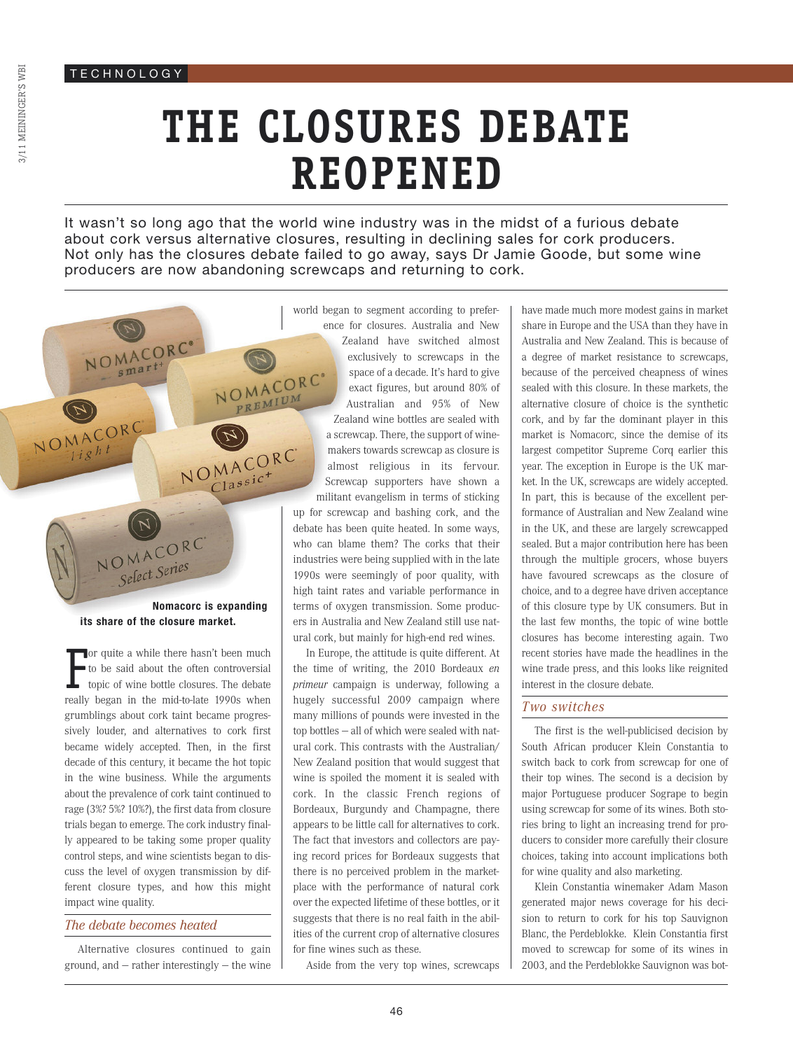# THE CLOSURES DEBATE REOPENED

It wasn't so long ago that the world wine industry was in the midst of a furious debate about cork versus alternative closures, resulting in declining sales for cork producers. Not only has the closures debate failed to go away, says Dr Jamie Goode, but some wine producers are now abandoning screwcaps and returning to cork.

**Nomacorc is expanding its share of the closure market.**

For quite a while there hasn't been much to be said about the often controversial topic of wine bottle closures. The debate really began in the mid-to-late 1990s when grumblings about cork taint became progressively louder, and alternatives to cork first became widely accepted. Then, in the first decade of this century, it became the hot topic in the wine business. While the arguments about the prevalence of cork taint continued to rage (3%? 5%? 10%?), the first data from closure trials began to emerge. The cork industry finally appeared to be taking some proper quality control steps, and wine scientists began to discuss the level of oxygen transmission by different closure types, and how this might impact wine quality.

## *The debate becomes heated*

Alternative closures continued to gain ground, and – rather interestingly – the wine world began to segment according to preference for closures. Australia and New Zealand have switched almost exclusively to screwcaps in the space of a decade. It's hard to give exact figures, but around 80% of Australian and 95% of New Zealand wine bottles are sealed with a screwcap. There, the support of winemakers towards screwcap as closure is almost religious in its fervour. Screwcap supporters have shown a militant evangelism in terms of sticking up for screwcap and bashing cork, and the debate has been quite heated. In some ways, who can blame them? The corks that their industries were being supplied with in the late 1990s were seemingly of poor quality, with high taint rates and variable performance in terms of oxygen transmission. Some producers in Australia and New Zealand still use natural cork, but mainly for high-end red wines.

In Europe, the attitude is quite different. At the time of writing, the 2010 Bordeaux *en primeur* campaign is underway, following a hugely successful 2009 campaign where many millions of pounds were invested in the top bottles – all of which were sealed with natural cork. This contrasts with the Australian/New Zealand position that would suggest that wine is spoiled the moment it is sealed with cork. In the classic French regions of Bordeaux, Burgundy and Champagne, there appears to be little call for alternatives to cork. The fact that investors and collectors are paying record prices for Bordeaux suggests that there is no perceived problem in the marketplace with the performance of natural cork over the expected lifetime of these bottles, or it suggests that there is no real faith in the abilities of the current crop of alternative closures for fine wines such as these.

Aside from the very top wines, screwcaps have made much more modest gains in market share in Europe and the USA than they have in Australia and New Zealand. This is because of a degree of market resistance to screwcaps, because of the perceived cheapness of wines sealed with this closure. In these markets, the alternative closure of choice is the synthetic cork, and by far the dominant player in this market is Nomacorc, since the demise of its largest competitor Supreme Corq earlier this year. The exception in Europe is the UK market. In the UK, screwcaps are widely accepted. In part, this is because of the excellent performance of Australian and New Zealand wine in the UK, and these are largely screwcapped sealed. But a major contribution here has been through the multiple grocers, whose buyers have favoured screwcaps as the closure of choice, and to a degree have driven acceptance of this closure type by UK consumers. But in the last few months, the topic of wine bottle closures has become interesting again. Two recent stories have made the headlines in the wine trade press, and this looks like reignited interest in the closure debate.

## *Two switches*

The first is the well-publicised decision by South African producer Klein Constantia to switch back to cork from screwcap for one of their top wines. The second is a decision by major Portuguese producer Sogrape to begin using screwcap for some of its wines. Both stories bring to light an increasing trend for producers to consider more carefully their closure choices, taking into account implications both for wine quality and also marketing.

Klein Constantia winemaker Adam Mason generated major news coverage for his decision to return to cork for his top Sauvignon Blanc, the Perdeblokke. Klein Constantia first moved to screwcap for some of its wines in 2003, and the Perdeblokke Sauvignon was bot-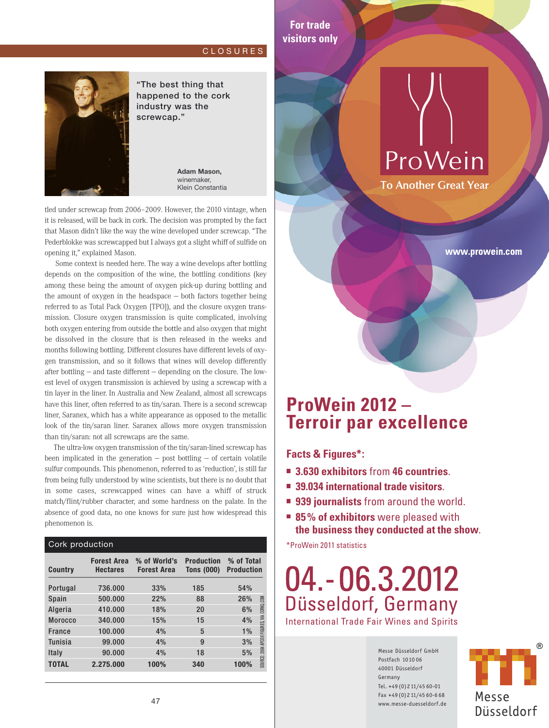CLOSURES

"The best thing that happened to the cork industry was the screwcap."

**Adam Mason,**
winemaker,
Klein Constantia

tled under screwcap from 2006–2009. However, the 2010 vintage, when it is released, will be back in cork. The decision was prompted by the fact that Mason didn't like the way the wine developed under screwcap. "The Pederblokke was screwcapped but I always got a slight whiff of sulfide on opening it," explained Mason.

Some context is needed here. The way a wine develops after bottling depends on the composition of the wine, the bottling conditions (key among these being the amount of oxygen pick-up during bottling and the amount of oxygen in the headspace – both factors together being referred to as Total Pack Oxygen [TPO]), and the closure oxygen transmission. Closure oxygen transmission is quite complicated, involving both oxygen entering from outside the bottle and also oxygen that might be dissolved in the closure that is then released in the weeks and months following bottling. Different closures have different levels of oxygen transmission, and so it follows that wines will develop differently after bottling – and taste different – depending on the closure. The lowest level of oxygen transmission is achieved by using a screwcap with a tin layer in the liner. In Australia and New Zealand, almost all screwcaps have this liner, often referred to as tin/saran. There is a second screwcap liner, Saranex, which has a white appearance as opposed to the metallic look of the tin/saran liner. Saranex allows more oxygen transmission than tin/saran: not all screwcaps are the same.

The ultra-low oxygen transmission of the tin/saran-lined screwcap has been implicated in the generation – post bottling – of certain volatile sulfur compounds. This phenomenon, referred to as 'reduction', is still far from being fully understood by wine scientists, but there is no doubt that in some cases, screwcapped wines can have a whiff of struck match/flint/rubber character, and some hardness on the palate. In the absence of good data, no one knows for sure just how widespread this phenomenon is.

**Cork production**

| Country | Forest Area Hectares | % of World's Forest Area | Production Tons (000) | % of Total Production |
|---|---|---|---|---|
| Portugal | 736.000 | 33% | 185 | 54% |
| Spain | 500.000 | 22% | 88 | 26% |
| Algeria | 410.000 | 18% | 20 | 6% |
| Morocco | 340.000 | 15% | 15 | 4% |
| France | 100.000 | 4% | 5 | 1% |
| Tunisia | 99.000 | 4% | 9 | 3% |
| Italy | 90.000 | 4% | 18 | 5% |
| **TOTAL** | **2.275.000** | **100%** | **340** | **100%** |

SOURCE: 2004 APCOR FIGURES VIA CORKQ.COM

For trade visitors only

ProWein

To Another Great Year

www.prowein.com

# ProWein 2012 – Terroir par excellence

**Facts & Figures*:**

- **3.630 exhibitors** from **46 countries**.
- **39.034 international trade visitors**.
- **939 journalists** from around the world.
- **85% of exhibitors** were pleased with **the business they conducted at the show**.

*ProWein 2011 statistics

**04.-06.3.2012**
Düsseldorf, Germany
International Trade Fair Wines and Spirits

Messe Düsseldorf GmbH
Postfach 10 10 06
40001 Düsseldorf
Germany
Tel. +49 (0) 2 11/45 60-01
Fax +49 (0) 2 11/45 60-6 68
www.messe-duesseldorf.de

Messe Düsseldorf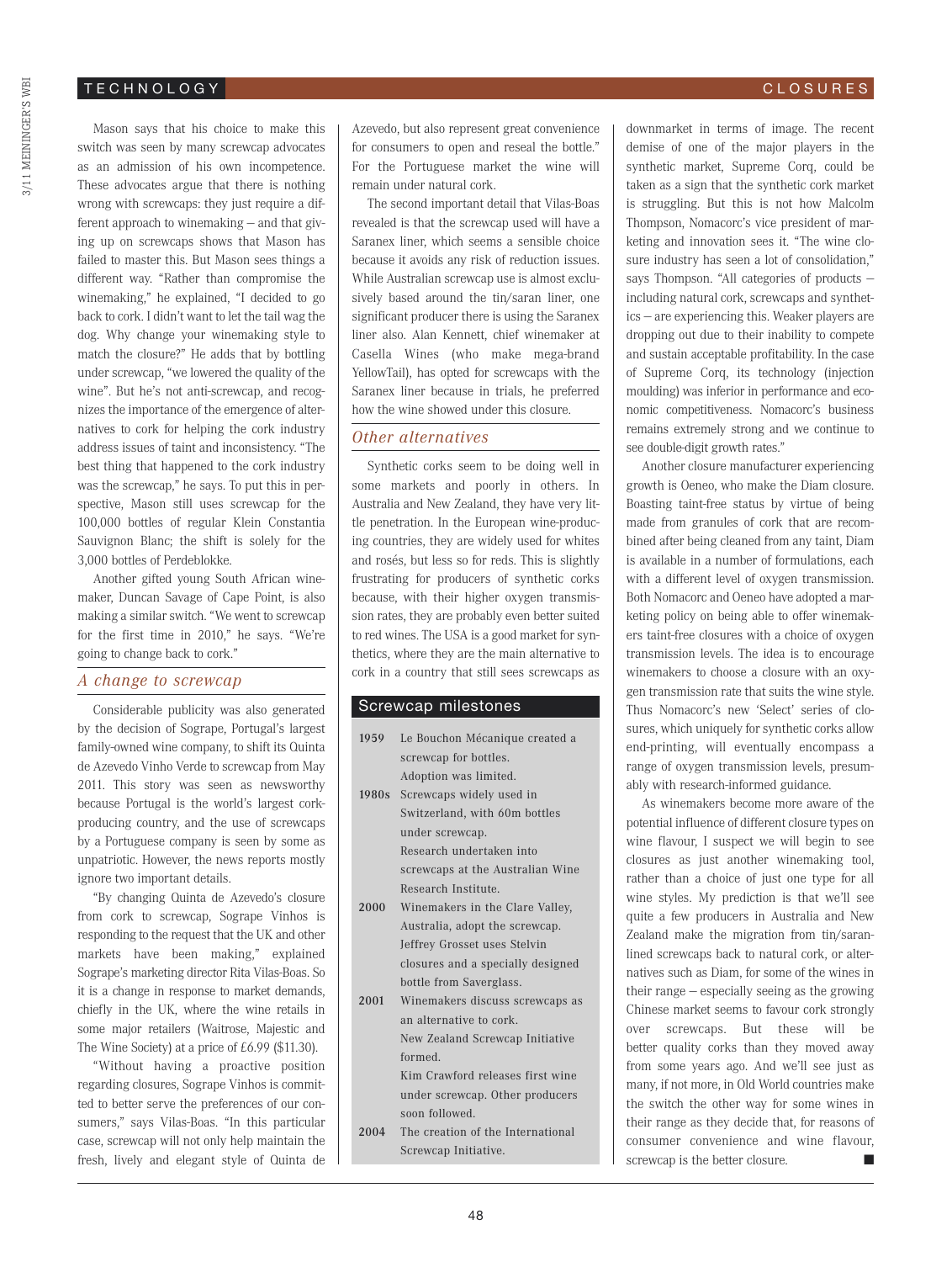Mason says that his choice to make this switch was seen by many screwcap advocates as an admission of his own incompetence. These advocates argue that there is nothing wrong with screwcaps: they just require a different approach to winemaking – and that giving up on screwcaps shows that Mason has failed to master this. But Mason sees things a different way. "Rather than compromise the winemaking," he explained, "I decided to go back to cork. I didn't want to let the tail wag the dog. Why change your winemaking style to match the closure?" He adds that by bottling under screwcap, "we lowered the quality of the wine". But he's not anti-screwcap, and recognizes the importance of the emergence of alternatives to cork for helping the cork industry address issues of taint and inconsistency. "The best thing that happened to the cork industry was the screwcap," he says. To put this in perspective, Mason still uses screwcap for the 100,000 bottles of regular Klein Constantia Sauvignon Blanc; the shift is solely for the 3,000 bottles of Perdeblokke.

Another gifted young South African winemaker, Duncan Savage of Cape Point, is also making a similar switch. "We went to screwcap for the first time in 2010," he says. "We're going to change back to cork."

## *A change to screwcap*

Considerable publicity was also generated by the decision of Sogrape, Portugal's largest family-owned wine company, to shift its Quinta de Azevedo Vinho Verde to screwcap from May 2011. This story was seen as newsworthy because Portugal is the world's largest cork-producing country, and the use of screwcaps by a Portuguese company is seen by some as unpatriotic. However, the news reports mostly ignore two important details.

"By changing Quinta de Azevedo's closure from cork to screwcap, Sogrape Vinhos is responding to the request that the UK and other markets have been making," explained Sogrape's marketing director Rita Vilas-Boas. So it is a change in response to market demands, chiefly in the UK, where the wine retails in some major retailers (Waitrose, Majestic and The Wine Society) at a price of £6.99 ($11.30).

"Without having a proactive position regarding closures, Sogrape Vinhos is committed to better serve the preferences of our consumers," says Vilas-Boas. "In this particular case, screwcap will not only help maintain the fresh, lively and elegant style of Quinta de Azevedo, but also represent great convenience for consumers to open and reseal the bottle." For the Portuguese market the wine will remain under natural cork.

The second important detail that Vilas-Boas revealed is that the screwcap used will have a Saranex liner, which seems a sensible choice because it avoids any risk of reduction issues. While Australian screwcap use is almost exclusively based around the tin/saran liner, one significant producer there is using the Saranex liner also. Alan Kennett, chief winemaker at Casella Wines (who make mega-brand YellowTail), has opted for screwcaps with the Saranex liner because in trials, he preferred how the wine showed under this closure.

## *Other alternatives*

Synthetic corks seem to be doing well in some markets and poorly in others. In Australia and New Zealand, they have very little penetration. In the European wine-producing countries, they are widely used for whites and rosés, but less so for reds. This is slightly frustrating for producers of synthetic corks because, with their higher oxygen transmission rates, they are probably even better suited to red wines. The USA is a good market for synthetics, where they are the main alternative to cork in a country that still sees screwcaps as downmarket in terms of image. The recent demise of one of the major players in the synthetic market, Supreme Corq, could be taken as a sign that the synthetic cork market is struggling. But this is not how Malcolm Thompson, Nomacorc's vice president of marketing and innovation sees it. "The wine closure industry has seen a lot of consolidation," says Thompson. "All categories of products – including natural cork, screwcaps and synthetics – are experiencing this. Weaker players are dropping out due to their inability to compete and sustain acceptable profitability. In the case of Supreme Corq, its technology (injection moulding) was inferior in performance and economic competitiveness. Nomacorc's business remains extremely strong and we continue to see double-digit growth rates."

Another closure manufacturer experiencing growth is Oeneo, who make the Diam closure. Boasting taint-free status by virtue of being made from granules of cork that are recombined after being cleaned from any taint, Diam is available in a number of formulations, each with a different level of oxygen transmission. Both Nomacorc and Oeneo have adopted a marketing policy on being able to offer winemakers taint-free closures with a choice of oxygen transmission levels. The idea is to encourage winemakers to choose a closure with an oxygen transmission rate that suits the wine style. Thus Nomacorc's new 'Select' series of closures, which uniquely for synthetic corks allow end-printing, will eventually encompass a range of oxygen transmission levels, presumably with research-informed guidance.

As winemakers become more aware of the potential influence of different closure types on wine flavour, I suspect we will begin to see closures as just another winemaking tool, rather than a choice of just one type for all wine styles. My prediction is that we'll see quite a few producers in Australia and New Zealand make the migration from tin/saran-lined screwcaps back to natural cork, or alternatives such as Diam, for some of the wines in their range – especially seeing as the growing Chinese market seems to favour cork strongly over screwcaps. But these will be better quality corks than they moved away from some years ago. And we'll see just as many, if not more, in Old World countries make the switch the other way for some wines in their range as they decide that, for reasons of consumer convenience and wine flavour, screwcap is the better closure. ■

## Screwcap milestones

| | |
|---|---|
| 1959 | Le Bouchon Mécanique created a screwcap for bottles. Adoption was limited. |
| 1980s | Screwcaps widely used in Switzerland, with 60m bottles under screwcap. Research undertaken into screwcaps at the Australian Wine Research Institute. |
| 2000 | Winemakers in the Clare Valley, Australia, adopt the screwcap. Jeffrey Grosset uses Stelvin closures and a specially designed bottle from Saverglass. |
| 2001 | Winemakers discuss screwcaps as an alternative to cork. New Zealand Screwcap Initiative formed. Kim Crawford releases first wine under screwcap. Other producers soon followed. |
| 2004 | The creation of the International Screwcap Initiative. |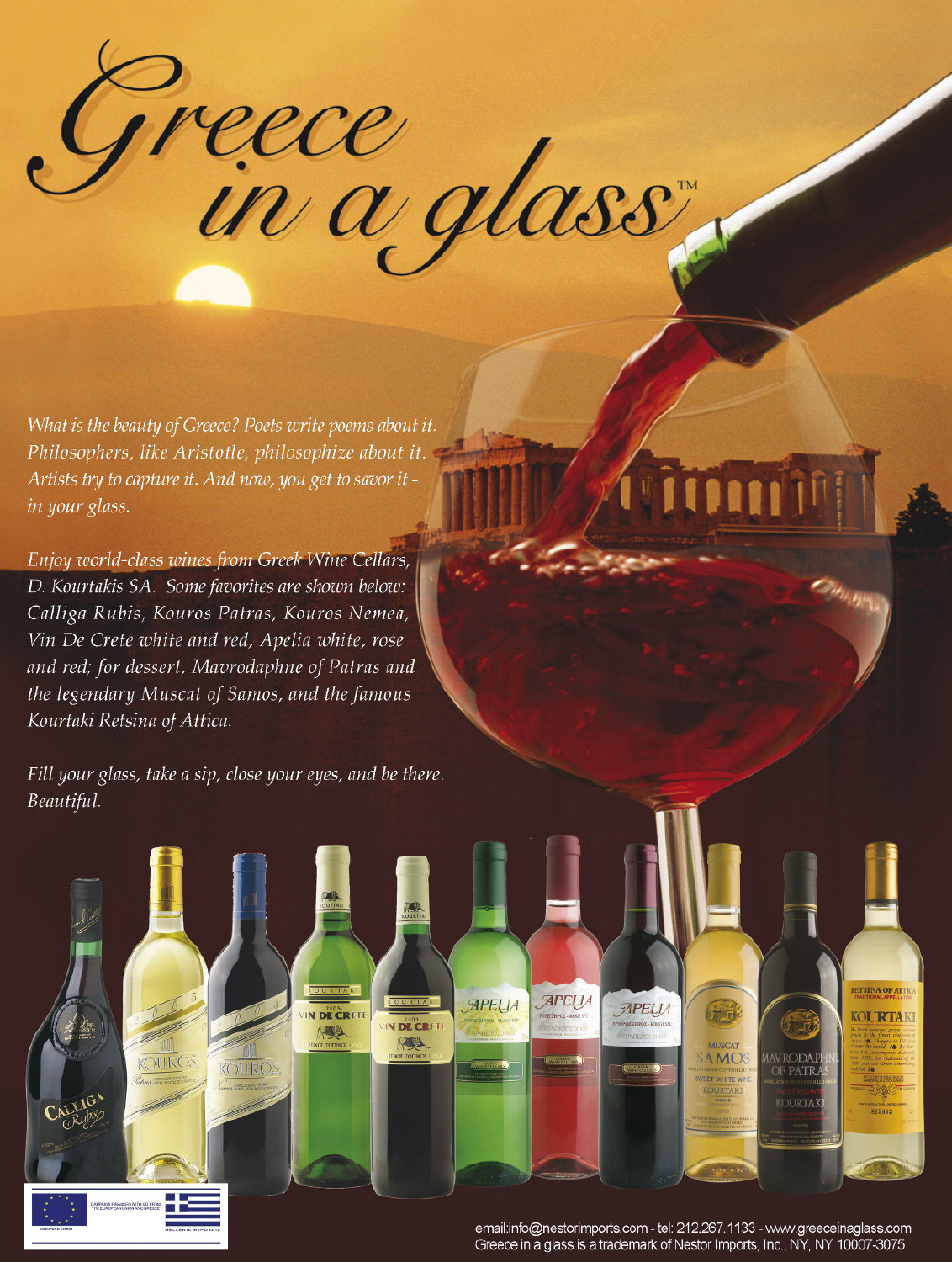# Greece in a glass™

*What is the beauty of Greece? Poets write poems about it. Philosophers, like Aristotle, philosophize about it. Artists try to capture it. And now, you get to savor it - in your glass.*

*Enjoy world-class wines from Greek Wine Cellars, D. Kourtakis SA. Some favorites are shown below: Calliga Rubis, Kouros Patras, Kouros Nemea, Vin De Crete white and red, Apelia white, rose and red; for dessert, Mavrodaphne of Patras and the legendary Muscat of Samos, and the famous Kourtaki Retsina of Attica.*

*Fill your glass, take a sip, close your eyes, and be there. Beautiful.*

CAMPAIGN FINANCED WITH AID FROM THE EUROPEAN UNION AND GREECE

EUROPEAN UNION — HELLENIC REPUBLIC

email:info@nestorimports.com - tel: 212.267.1133 - www.greeceinaglass.com
Greece in a glass is a trademark of Nestor Imports, Inc., NY, NY 10007-3075